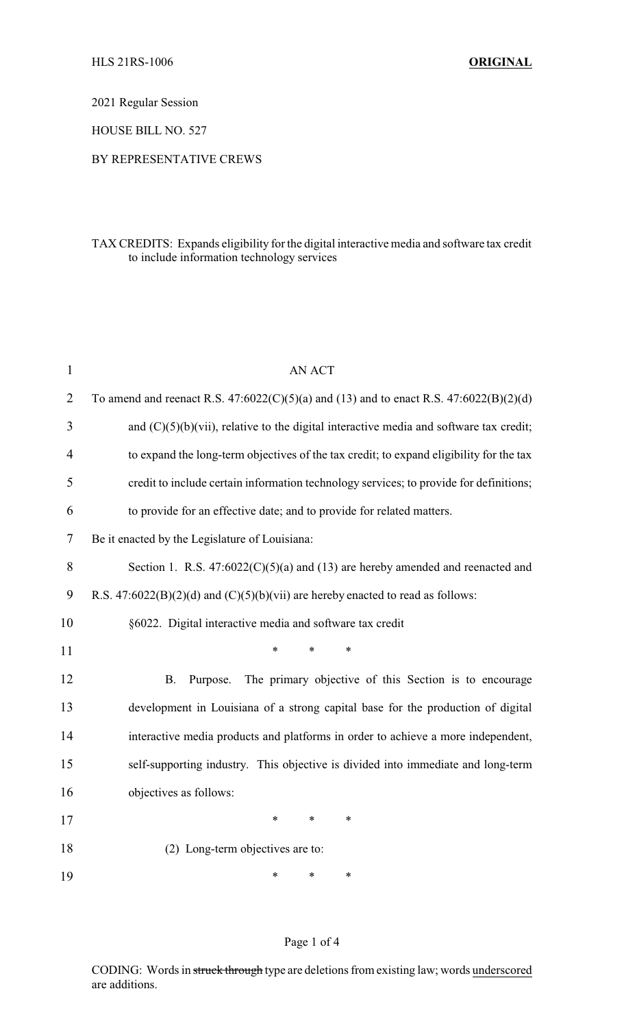HLS 21RS-1006 **ORIGINAL**

2021 Regular Session

HOUSE BILL NO. 527

BY REPRESENTATIVE CREWS

TAX CREDITS: Expands eligibility for the digital interactive media and software tax credit to include information technology services

AN ACT

To amend and reenact R.S. 47:6022(C)(5)(a) and (13) and to enact R.S. 47:6022(B)(2)(d) and (C)(5)(b)(vii), relative to the digital interactive media and software tax credit; to expand the long-term objectives of the tax credit; to expand eligibility for the tax credit to include certain information technology services; to provide for definitions; to provide for an effective date; and to provide for related matters.

Be it enacted by the Legislature of Louisiana:

Section 1. R.S. 47:6022(C)(5)(a) and (13) are hereby amended and reenacted and R.S. 47:6022(B)(2)(d) and (C)(5)(b)(vii) are hereby enacted to read as follows:

§6022. Digital interactive media and software tax credit

\* \* \*

B. Purpose. The primary objective of this Section is to encourage development in Louisiana of a strong capital base for the production of digital interactive media products and platforms in order to achieve a more independent, self-supporting industry. This objective is divided into immediate and long-term objectives as follows:

\* \* \*

(2) Long-term objectives are to:

\* \* \*

CODING: Words in ~~struck through~~ type are deletions from existing law; words underscored are additions.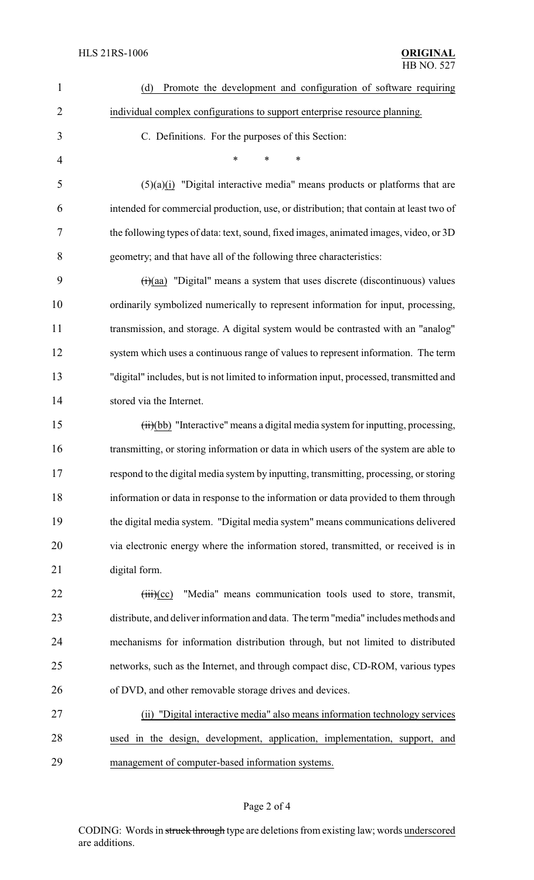(d) Promote the development and configuration of software requiring individual complex configurations to support enterprise resource planning.

C. Definitions. For the purposes of this Section:

\* \* \*

(5)(a)(i) "Digital interactive media" means products or platforms that are intended for commercial production, use, or distribution; that contain at least two of the following types of data: text, sound, fixed images, animated images, video, or 3D geometry; and that have all of the following three characteristics:

~~(i)~~(aa) "Digital" means a system that uses discrete (discontinuous) values ordinarily symbolized numerically to represent information for input, processing, transmission, and storage. A digital system would be contrasted with an "analog" system which uses a continuous range of values to represent information. The term "digital" includes, but is not limited to information input, processed, transmitted and stored via the Internet.

~~(ii)~~(bb) "Interactive" means a digital media system for inputting, processing, transmitting, or storing information or data in which users of the system are able to respond to the digital media system by inputting, transmitting, processing, or storing information or data in response to the information or data provided to them through the digital media system. "Digital media system" means communications delivered via electronic energy where the information stored, transmitted, or received is in digital form.

~~(iii)~~(cc) "Media" means communication tools used to store, transmit, distribute, and deliver information and data. The term "media" includes methods and mechanisms for information distribution through, but not limited to distributed networks, such as the Internet, and through compact disc, CD-ROM, various types of DVD, and other removable storage drives and devices.

(ii) "Digital interactive media" also means information technology services used in the design, development, application, implementation, support, and management of computer-based information systems.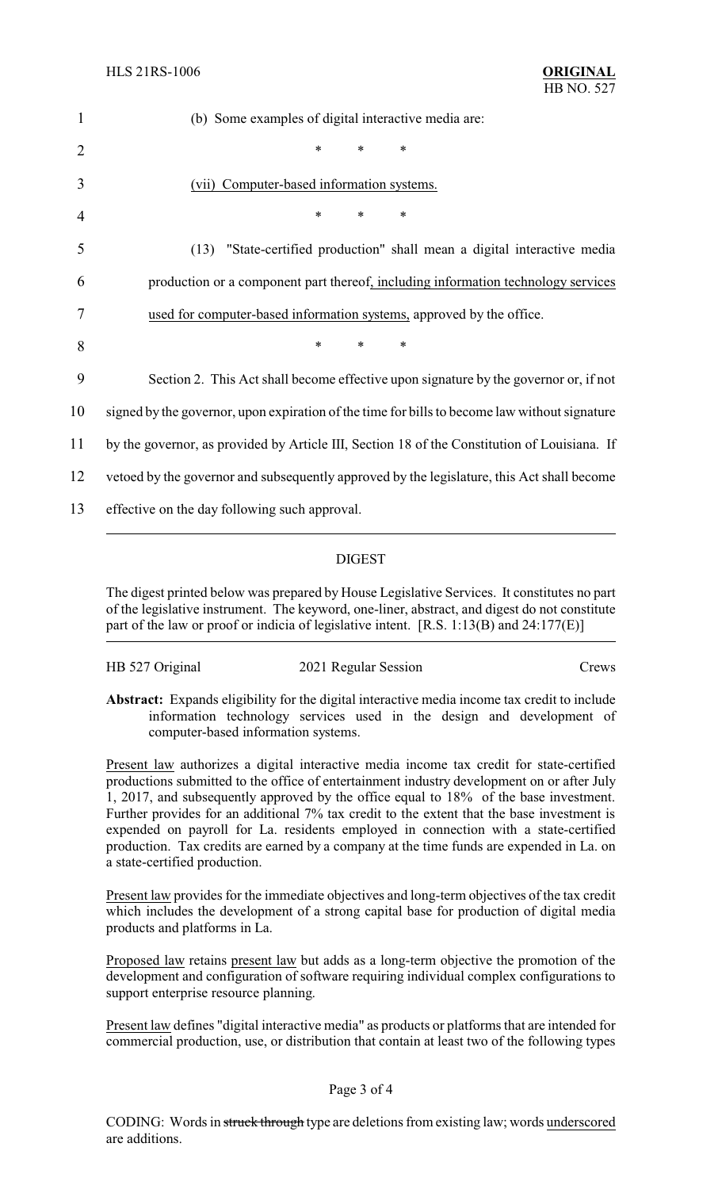(b) Some examples of digital interactive media are:

\* \* \*

(vii) Computer-based information systems.

\* \* \*

(13) "State-certified production" shall mean a digital interactive media production or a component part thereof, including information technology services used for computer-based information systems, approved by the office.

\* \* \*

Section 2. This Act shall become effective upon signature by the governor or, if not signed by the governor, upon expiration of the time for bills to become law without signature by the governor, as provided by Article III, Section 18 of the Constitution of Louisiana. If vetoed by the governor and subsequently approved by the legislature, this Act shall become effective on the day following such approval.

## DIGEST

The digest printed below was prepared by House Legislative Services. It constitutes no part of the legislative instrument. The keyword, one-liner, abstract, and digest do not constitute part of the law or proof or indicia of legislative intent. [R.S. 1:13(B) and 24:177(E)]

HB 527 Original 2021 Regular Session Crews

**Abstract:** Expands eligibility for the digital interactive media income tax credit to include information technology services used in the design and development of computer-based information systems.

Present law authorizes a digital interactive media income tax credit for state-certified productions submitted to the office of entertainment industry development on or after July 1, 2017, and subsequently approved by the office equal to 18% of the base investment. Further provides for an additional 7% tax credit to the extent that the base investment is expended on payroll for La. residents employed in connection with a state-certified production. Tax credits are earned by a company at the time funds are expended in La. on a state-certified production.

Present law provides for the immediate objectives and long-term objectives of the tax credit which includes the development of a strong capital base for production of digital media products and platforms in La.

Proposed law retains present law but adds as a long-term objective the promotion of the development and configuration of software requiring individual complex configurations to support enterprise resource planning.

Present law defines "digital interactive media" as products or platforms that are intended for commercial production, use, or distribution that contain at least two of the following types

CODING: Words in ~~struck through~~ type are deletions from existing law; words underscored are additions.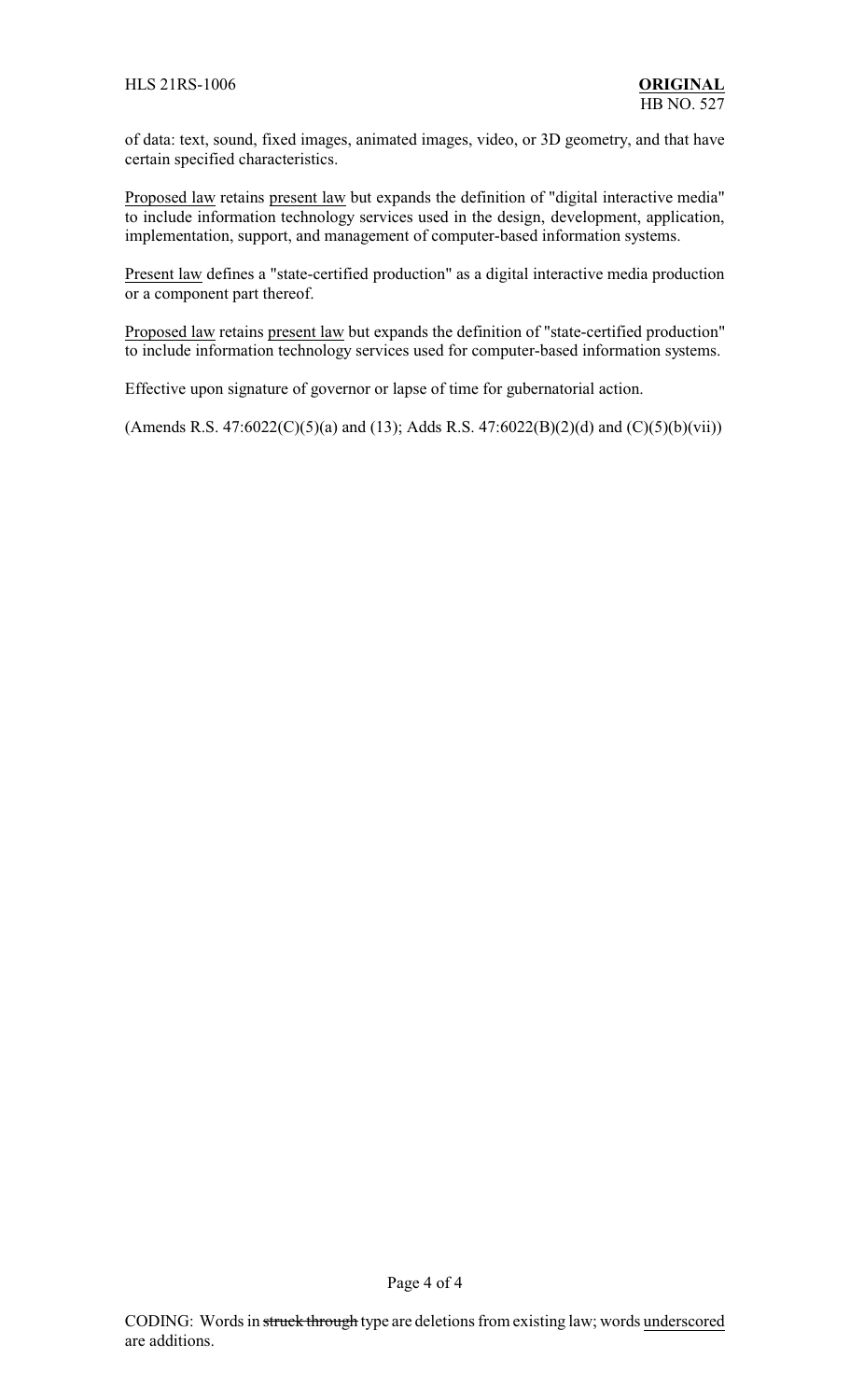of data: text, sound, fixed images, animated images, video, or 3D geometry, and that have certain specified characteristics.

Proposed law retains present law but expands the definition of "digital interactive media" to include information technology services used in the design, development, application, implementation, support, and management of computer-based information systems.

Present law defines a "state-certified production" as a digital interactive media production or a component part thereof.

Proposed law retains present law but expands the definition of "state-certified production" to include information technology services used for computer-based information systems.

Effective upon signature of governor or lapse of time for gubernatorial action.

(Amends R.S. 47:6022(C)(5)(a) and (13); Adds R.S. 47:6022(B)(2)(d) and (C)(5)(b)(vii))

CODING: Words in ~~struck through~~ type are deletions from existing law; words underscored are additions.